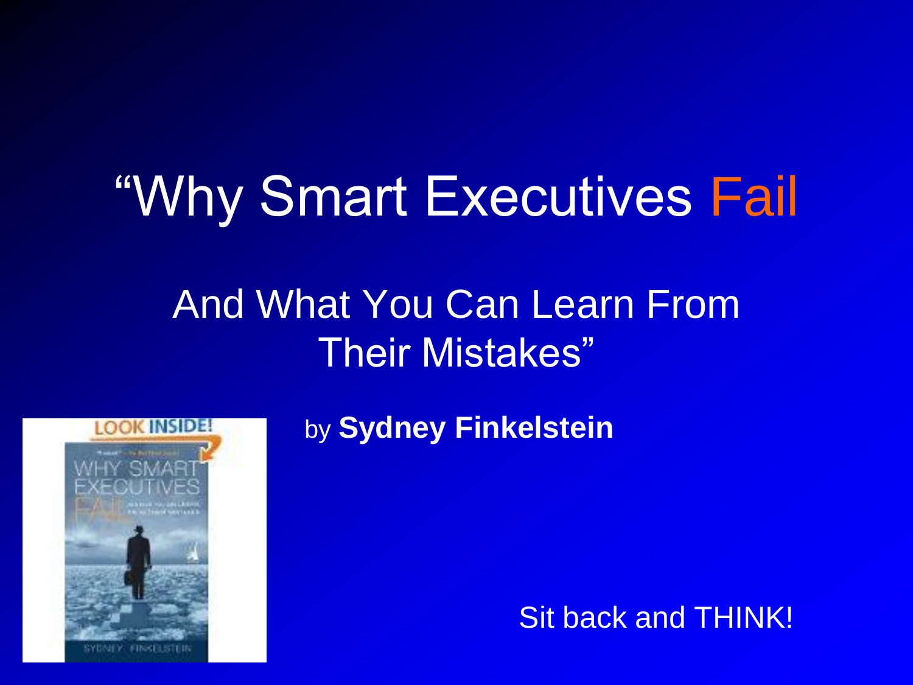# "Why Smart Executives Fail

## And What You Can Learn From Their Mistakes"

by **Sydney Finkelstein**

Sit back and THINK!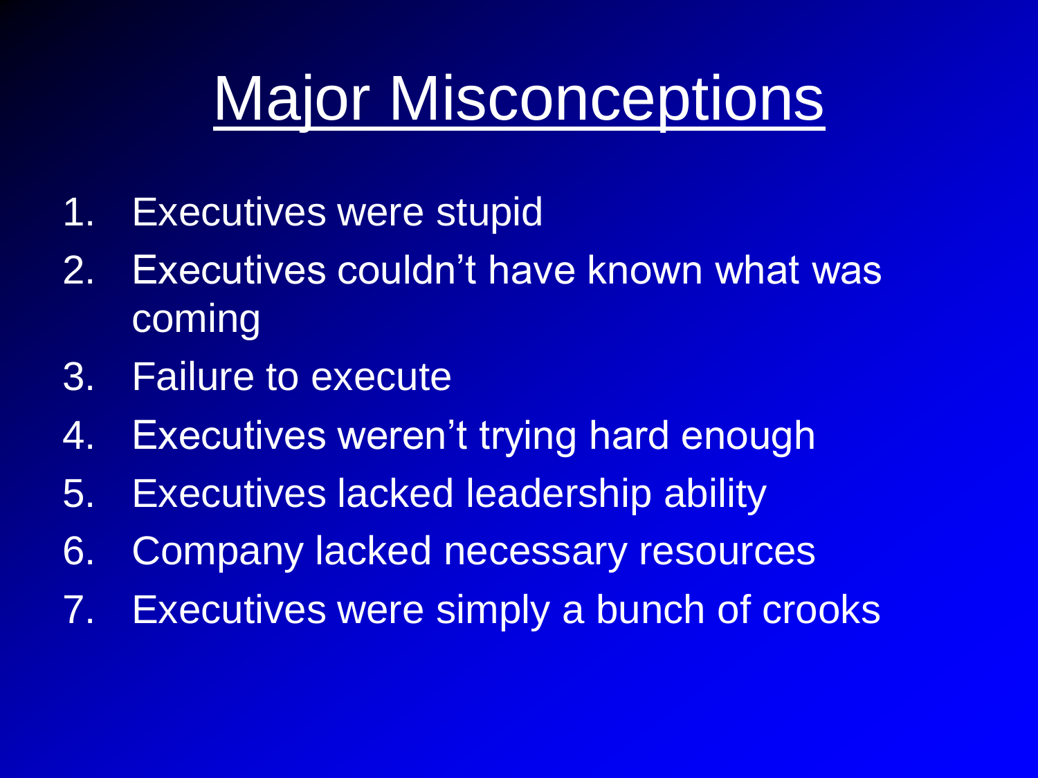# Major Misconceptions

1. Executives were stupid
2. Executives couldn't have known what was coming
3. Failure to execute
4. Executives weren't trying hard enough
5. Executives lacked leadership ability
6. Company lacked necessary resources
7. Executives were simply a bunch of crooks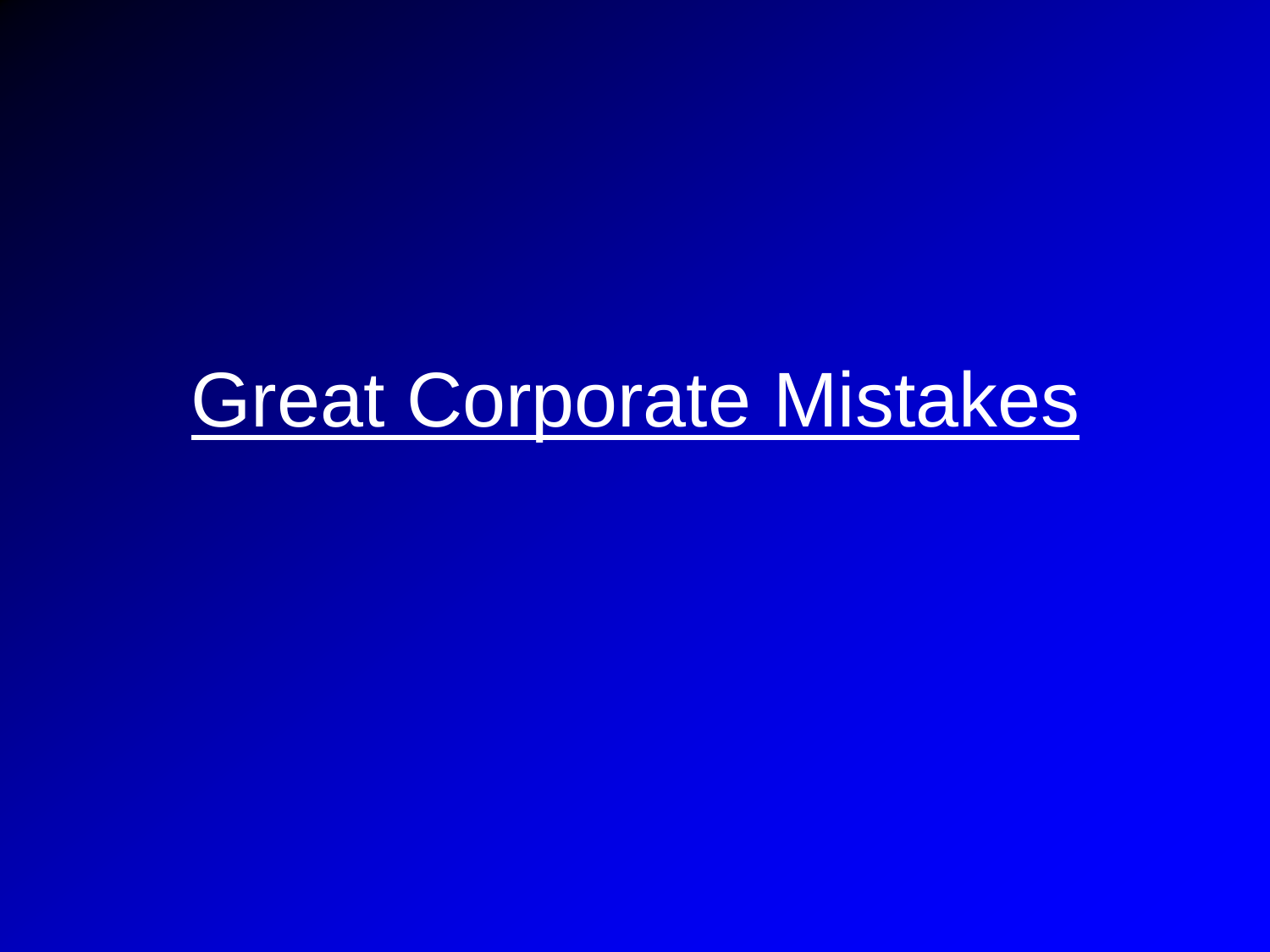# Great Corporate Mistakes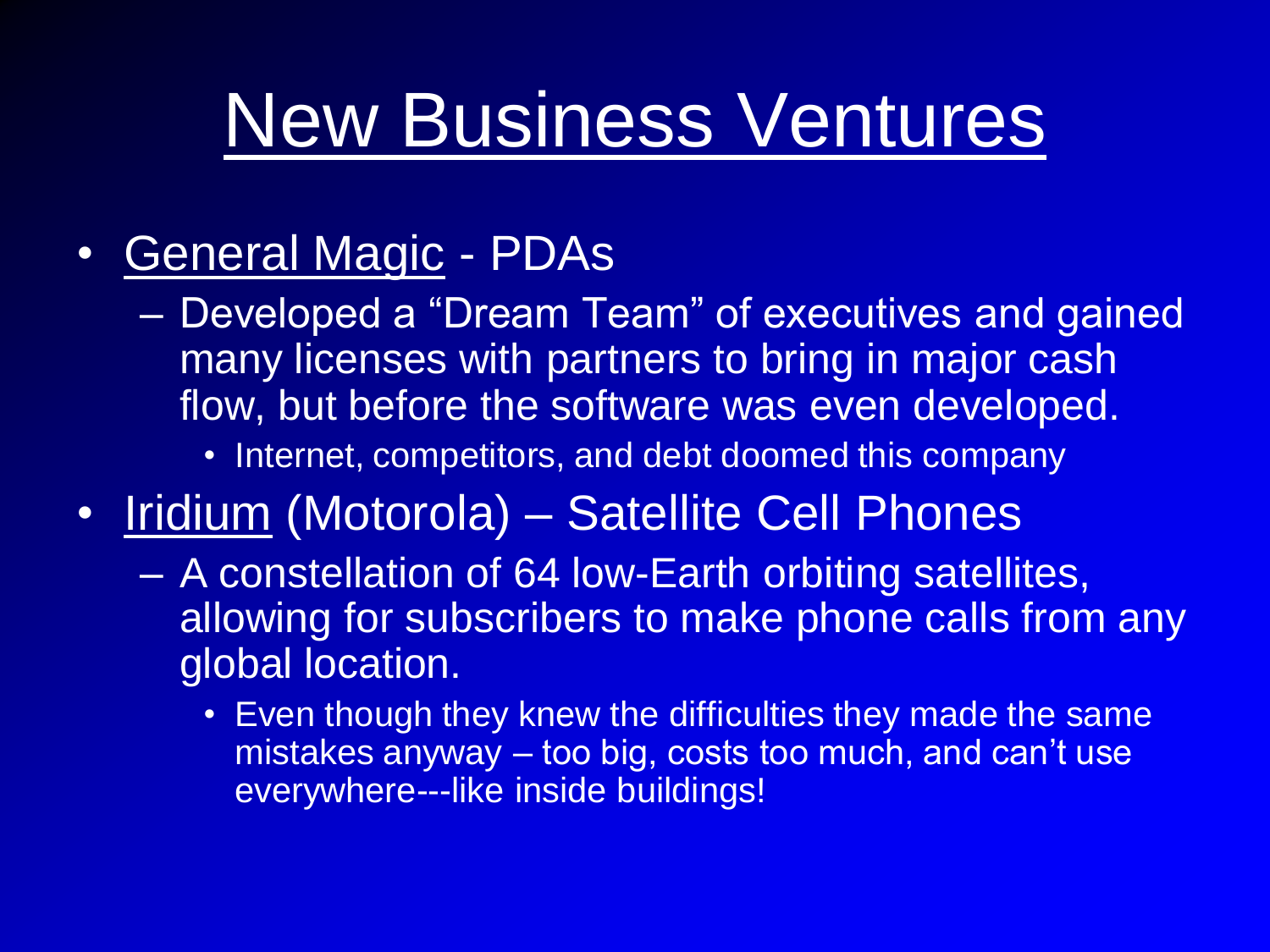# New Business Ventures

- General Magic - PDAs
  - Developed a "Dream Team" of executives and gained many licenses with partners to bring in major cash flow, but before the software was even developed.
    - Internet, competitors, and debt doomed this company
- Iridium (Motorola) – Satellite Cell Phones
  - A constellation of 64 low-Earth orbiting satellites, allowing for subscribers to make phone calls from any global location.
    - Even though they knew the difficulties they made the same mistakes anyway – too big, costs too much, and can't use everywhere---like inside buildings!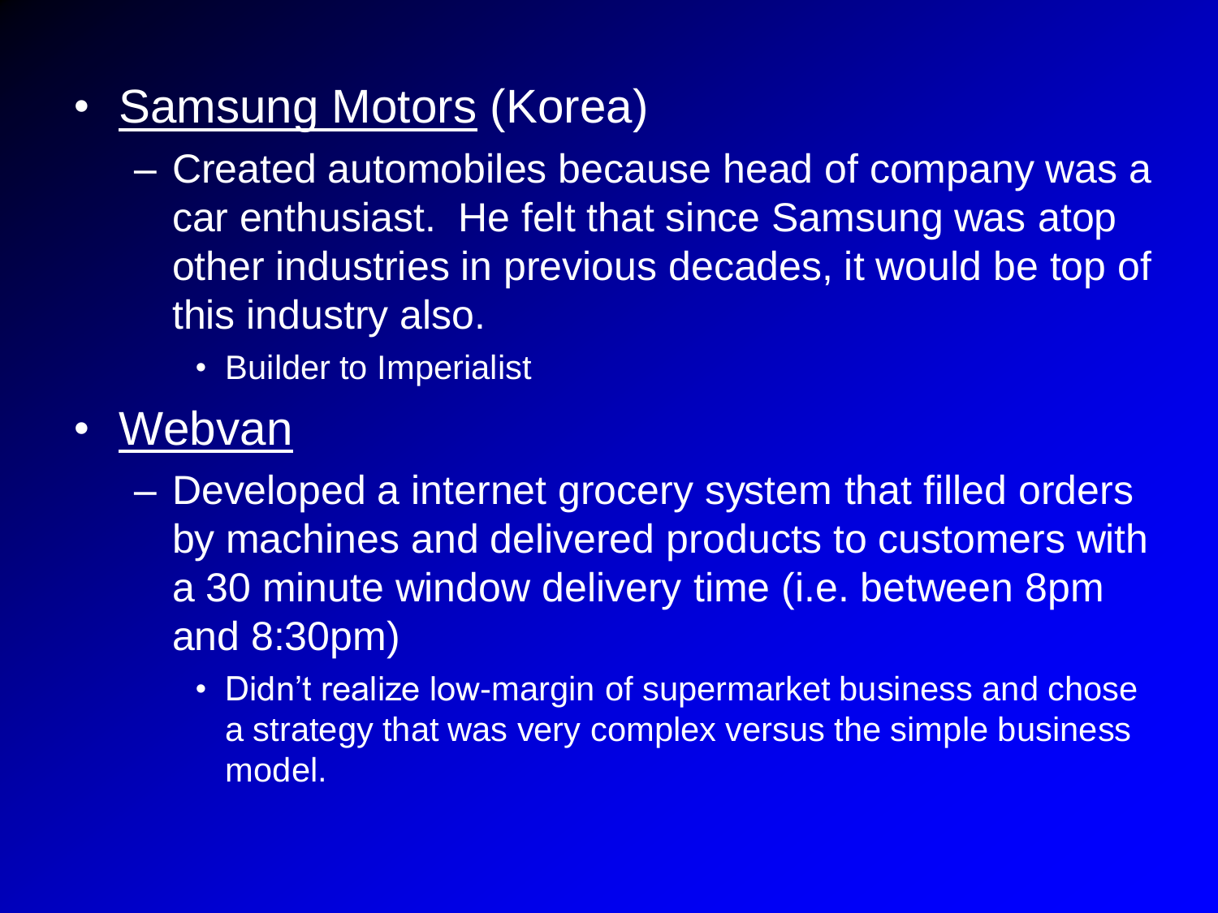- Samsung Motors (Korea)
  - Created automobiles because head of company was a car enthusiast.  He felt that since Samsung was atop other industries in previous decades, it would be top of this industry also.
    - Builder to Imperialist
- Webvan
  - Developed a internet grocery system that filled orders by machines and delivered products to customers with a 30 minute window delivery time (i.e. between 8pm and 8:30pm)
    - Didn't realize low-margin of supermarket business and chose a strategy that was very complex versus the simple business model.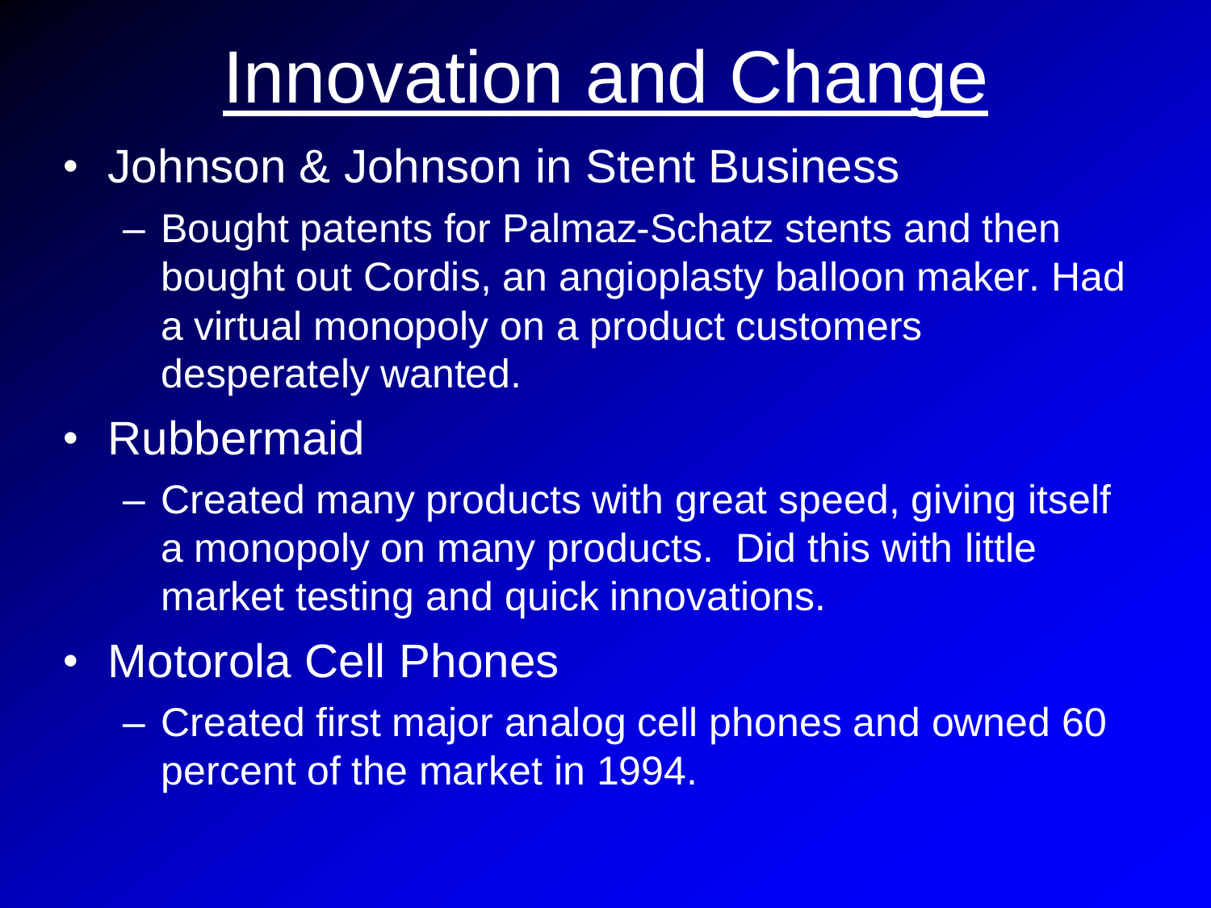# Innovation and Change

- Johnson & Johnson in Stent Business
  - Bought patents for Palmaz-Schatz stents and then bought out Cordis, an angioplasty balloon maker. Had a virtual monopoly on a product customers desperately wanted.
- Rubbermaid
  - Created many products with great speed, giving itself a monopoly on many products. Did this with little market testing and quick innovations.
- Motorola Cell Phones
  - Created first major analog cell phones and owned 60 percent of the market in 1994.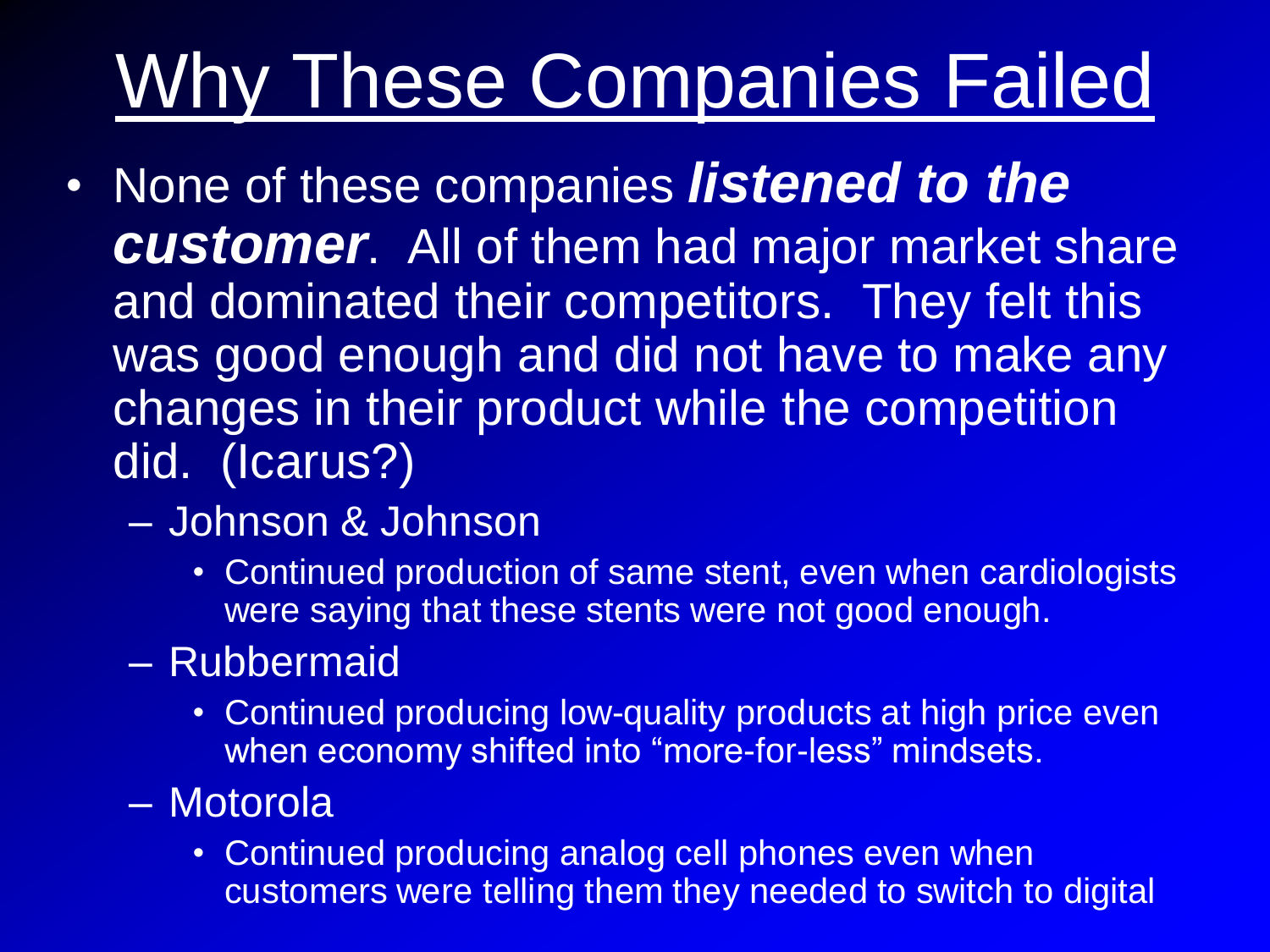# Why These Companies Failed

- None of these companies ***listened to the customer***. All of them had major market share and dominated their competitors. They felt this was good enough and did not have to make any changes in their product while the competition did. (Icarus?)
  - Johnson & Johnson
    - Continued production of same stent, even when cardiologists were saying that these stents were not good enough.
  - Rubbermaid
    - Continued producing low-quality products at high price even when economy shifted into "more-for-less" mindsets.
  - Motorola
    - Continued producing analog cell phones even when customers were telling them they needed to switch to digital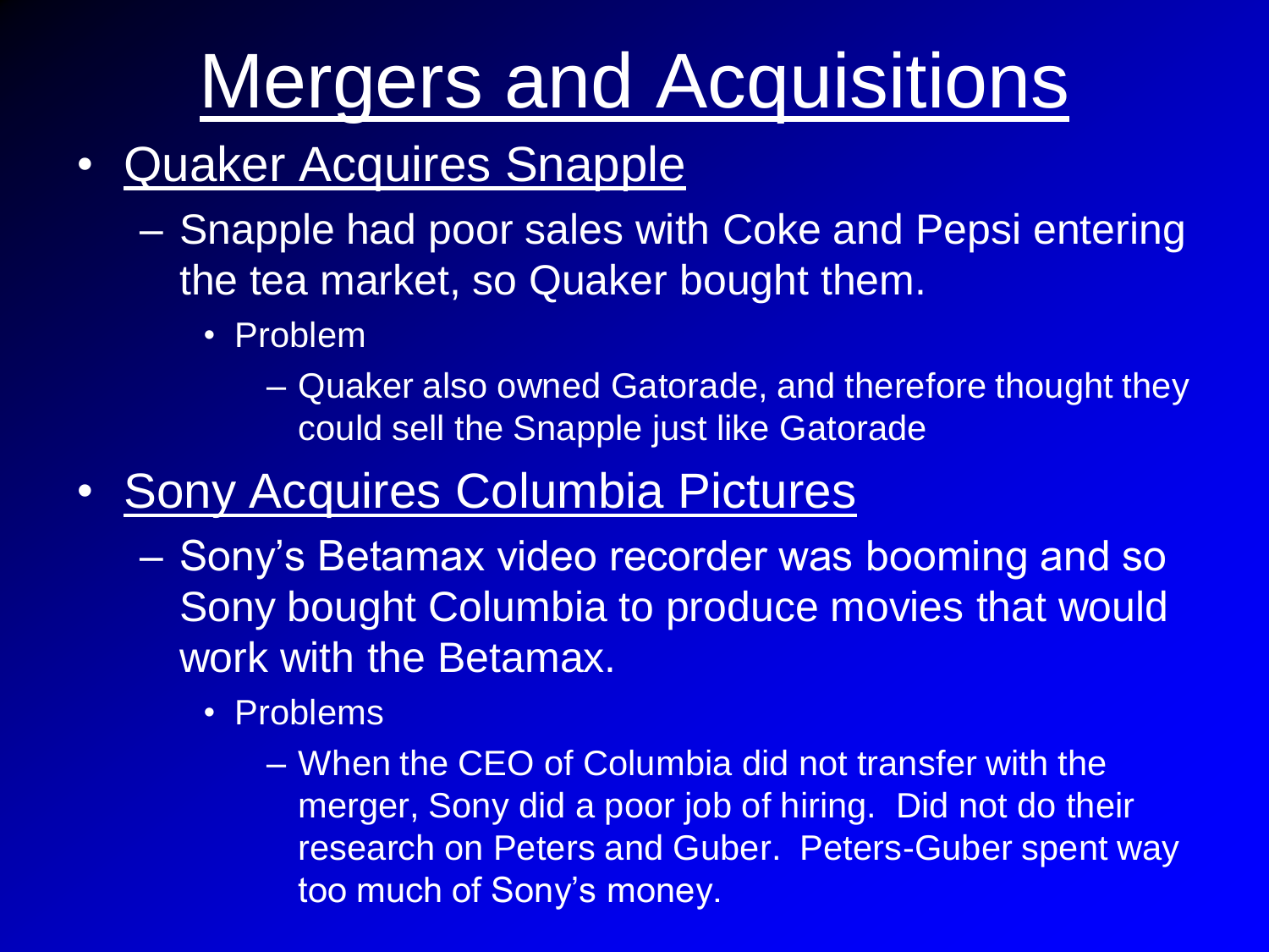# Mergers and Acquisitions

- Quaker Acquires Snapple
  - Snapple had poor sales with Coke and Pepsi entering the tea market, so Quaker bought them.
    - Problem
      - Quaker also owned Gatorade, and therefore thought they could sell the Snapple just like Gatorade
- Sony Acquires Columbia Pictures
  - Sony's Betamax video recorder was booming and so Sony bought Columbia to produce movies that would work with the Betamax.
    - Problems
      - When the CEO of Columbia did not transfer with the merger, Sony did a poor job of hiring. Did not do their research on Peters and Guber. Peters-Guber spent way too much of Sony's money.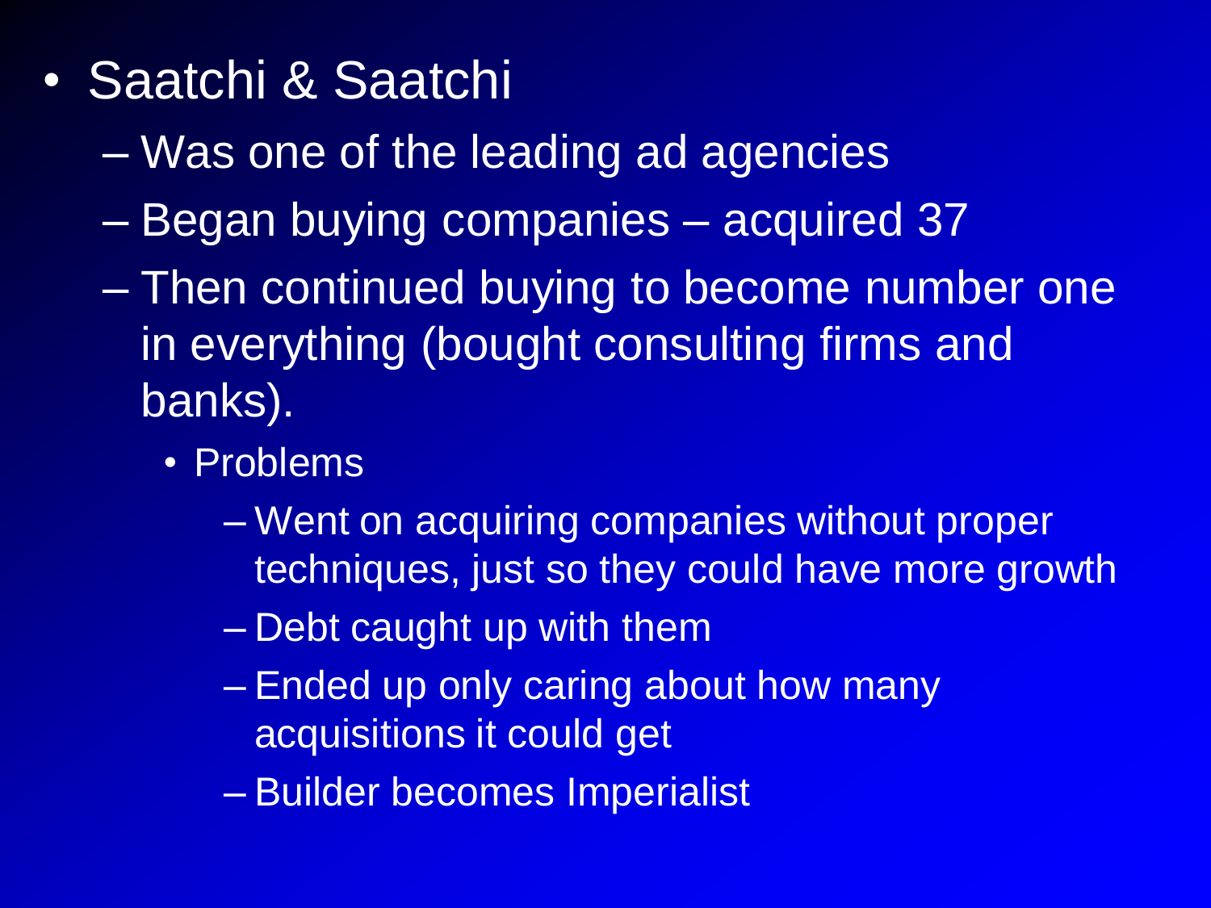- Saatchi & Saatchi
  - Was one of the leading ad agencies
  - Began buying companies – acquired 37
  - Then continued buying to become number one in everything (bought consulting firms and banks).
    - Problems
      - Went on acquiring companies without proper techniques, just so they could have more growth
      - Debt caught up with them
      - Ended up only caring about how many acquisitions it could get
      - Builder becomes Imperialist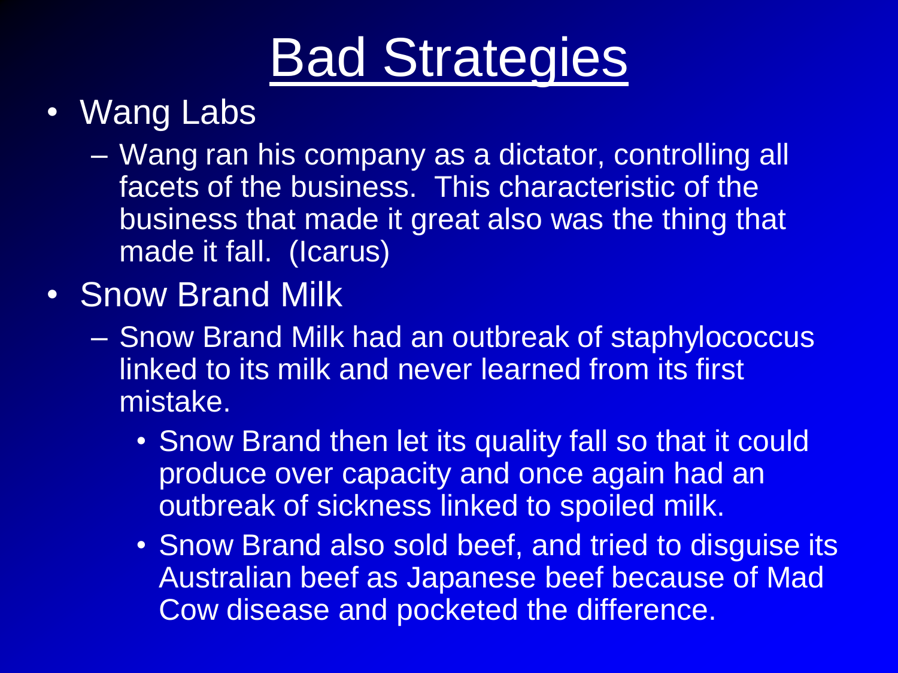# Bad Strategies

- Wang Labs
  - Wang ran his company as a dictator, controlling all facets of the business. This characteristic of the business that made it great also was the thing that made it fall. (Icarus)
- Snow Brand Milk
  - Snow Brand Milk had an outbreak of staphylococcus linked to its milk and never learned from its first mistake.
    - Snow Brand then let its quality fall so that it could produce over capacity and once again had an outbreak of sickness linked to spoiled milk.
    - Snow Brand also sold beef, and tried to disguise its Australian beef as Japanese beef because of Mad Cow disease and pocketed the difference.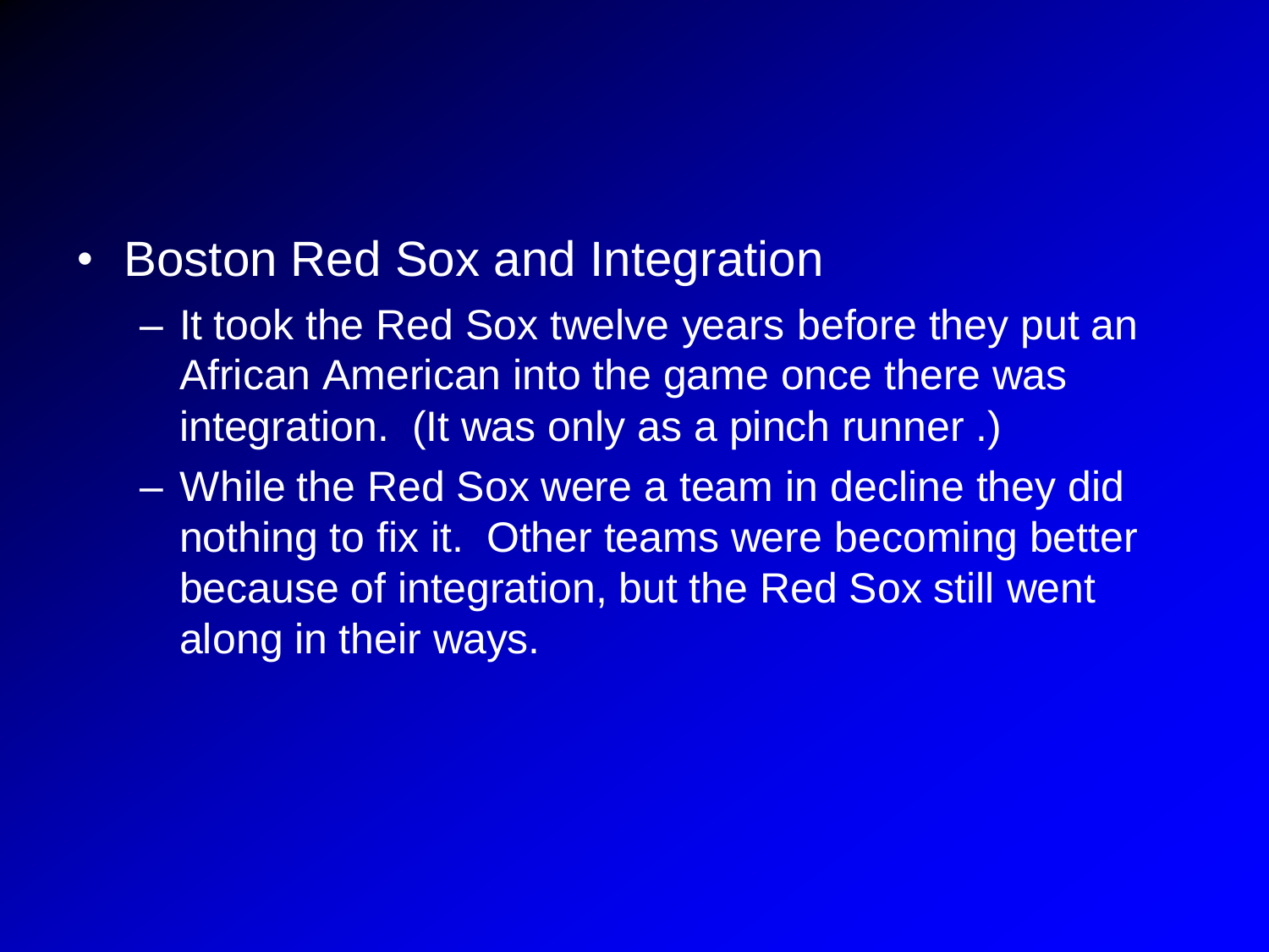- Boston Red Sox and Integration
  - It took the Red Sox twelve years before they put an African American into the game once there was integration. (It was only as a pinch runner .)
  - While the Red Sox were a team in decline they did nothing to fix it. Other teams were becoming better because of integration, but the Red Sox still went along in their ways.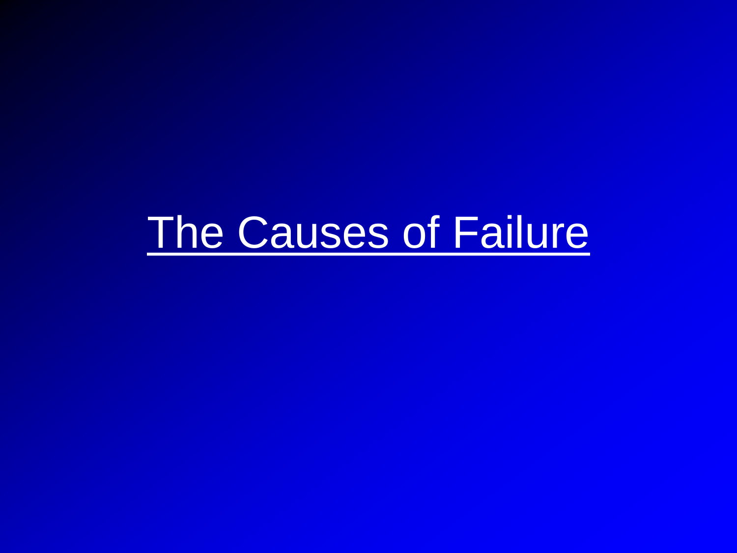# The Causes of Failure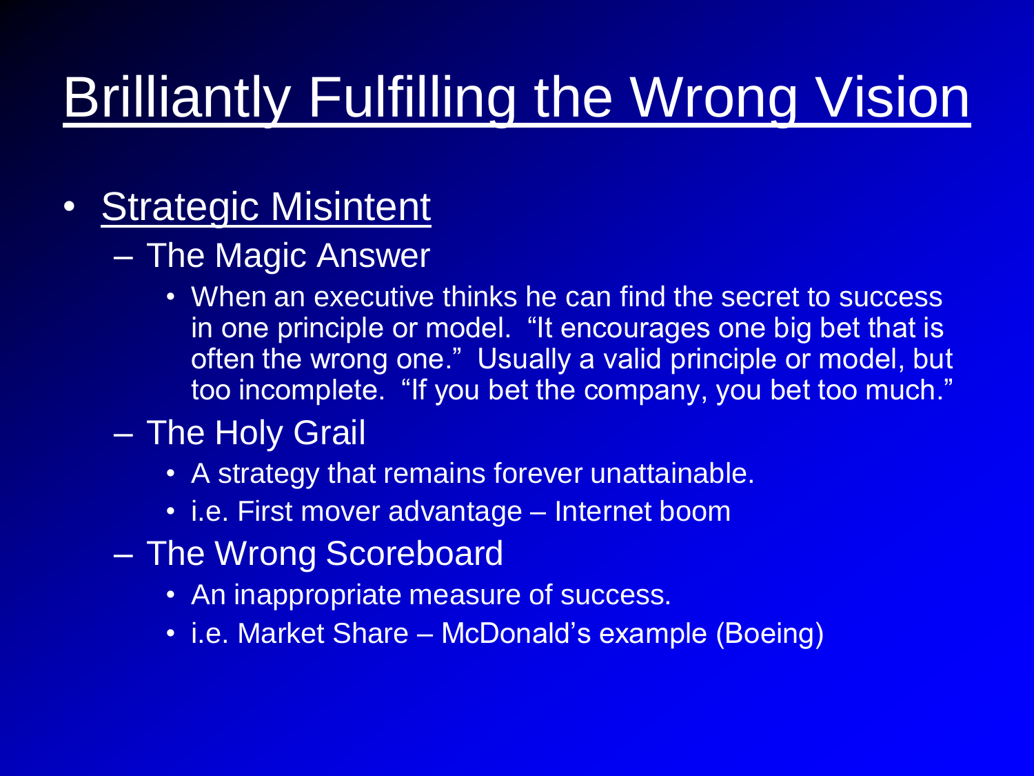# Brilliantly Fulfilling the Wrong Vision

- Strategic Misintent
  - The Magic Answer
    - When an executive thinks he can find the secret to success in one principle or model. "It encourages one big bet that is often the wrong one." Usually a valid principle or model, but too incomplete. "If you bet the company, you bet too much."
  - The Holy Grail
    - A strategy that remains forever unattainable.
    - i.e. First mover advantage – Internet boom
  - The Wrong Scoreboard
    - An inappropriate measure of success.
    - i.e. Market Share – McDonald's example (Boeing)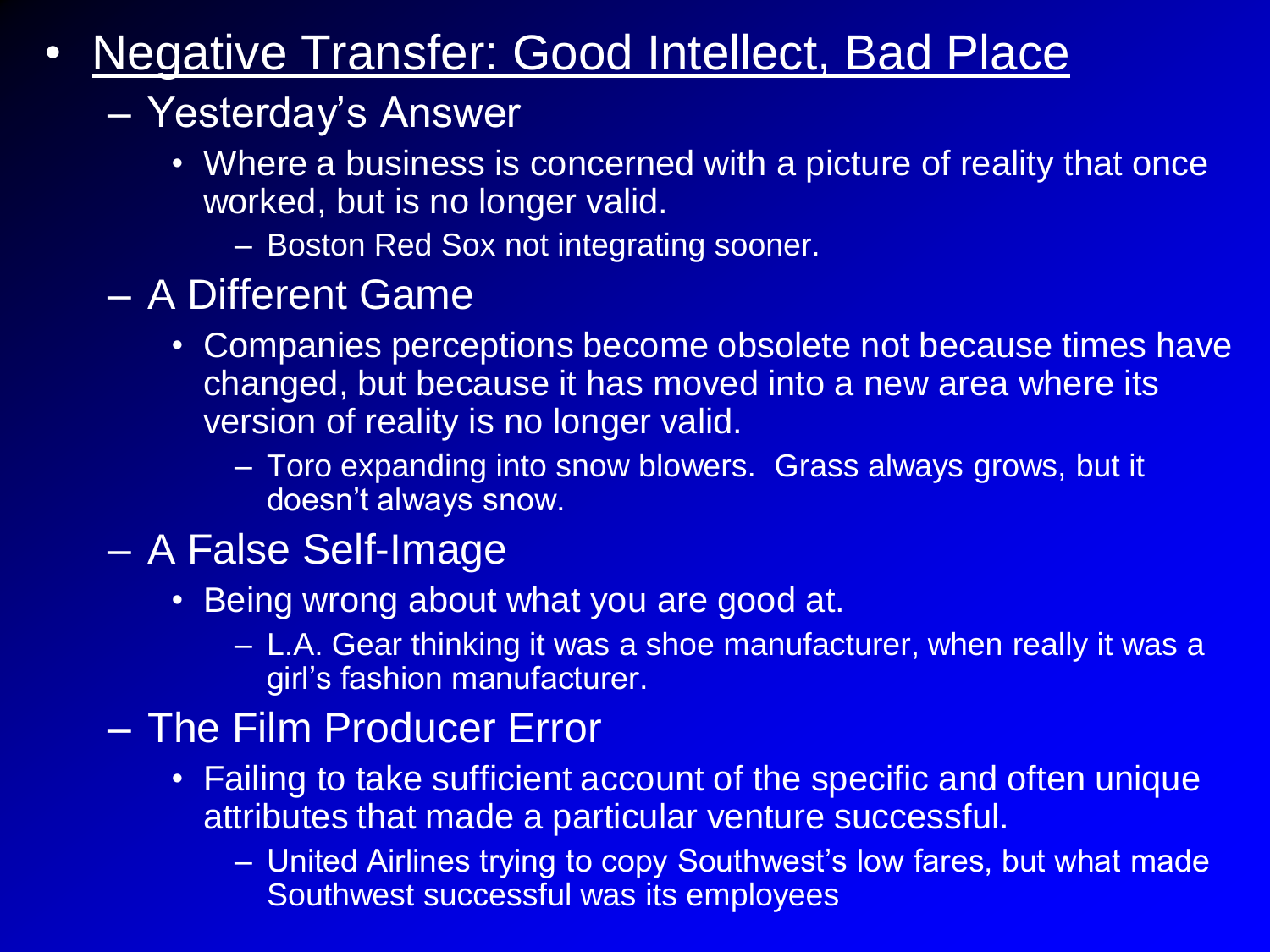- Negative Transfer: Good Intellect, Bad Place
  - Yesterday's Answer
    - Where a business is concerned with a picture of reality that once worked, but is no longer valid.
      - Boston Red Sox not integrating sooner.
  - A Different Game
    - Companies perceptions become obsolete not because times have changed, but because it has moved into a new area where its version of reality is no longer valid.
      - Toro expanding into snow blowers. Grass always grows, but it doesn't always snow.
  - A False Self-Image
    - Being wrong about what you are good at.
      - L.A. Gear thinking it was a shoe manufacturer, when really it was a girl's fashion manufacturer.
  - The Film Producer Error
    - Failing to take sufficient account of the specific and often unique attributes that made a particular venture successful.
      - United Airlines trying to copy Southwest's low fares, but what made Southwest successful was its employees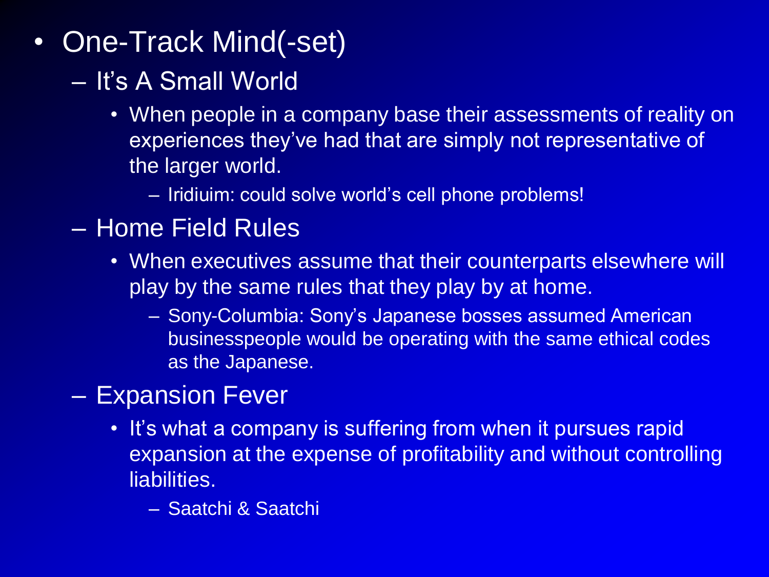- One-Track Mind(-set)
  - It's A Small World
    - When people in a company base their assessments of reality on experiences they've had that are simply not representative of the larger world.
      - Iridiuim: could solve world's cell phone problems!
  - Home Field Rules
    - When executives assume that their counterparts elsewhere will play by the same rules that they play by at home.
      - Sony-Columbia: Sony's Japanese bosses assumed American businesspeople would be operating with the same ethical codes as the Japanese.
  - Expansion Fever
    - It's what a company is suffering from when it pursues rapid expansion at the expense of profitability and without controlling liabilities.
      - Saatchi & Saatchi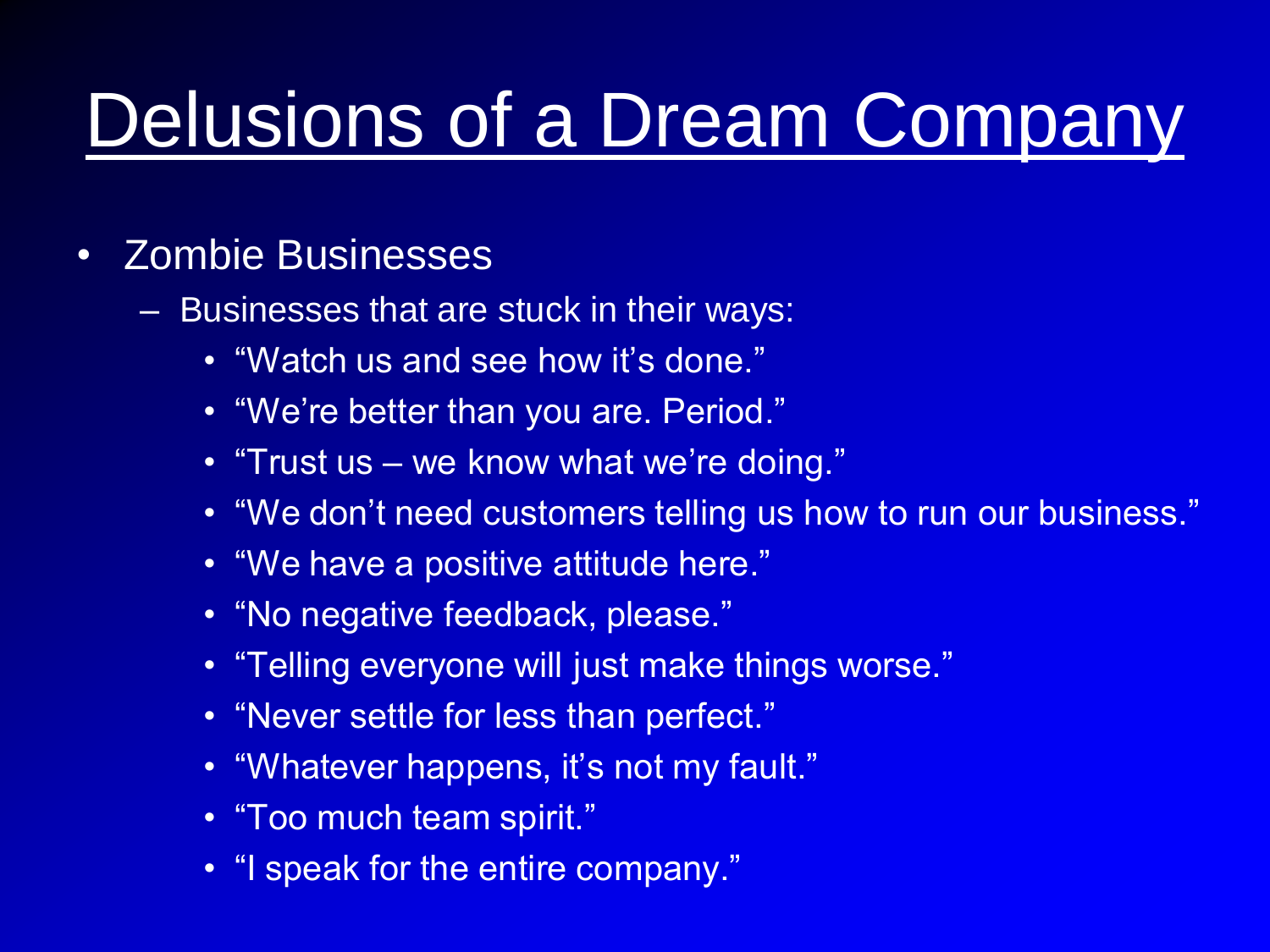# Delusions of a Dream Company

- Zombie Businesses
  - Businesses that are stuck in their ways:
    - “Watch us and see how it’s done.”
    - “We’re better than you are. Period.”
    - “Trust us – we know what we’re doing.”
    - “We don’t need customers telling us how to run our business.”
    - “We have a positive attitude here.”
    - “No negative feedback, please.”
    - “Telling everyone will just make things worse.”
    - “Never settle for less than perfect.”
    - “Whatever happens, it’s not my fault.”
    - “Too much team spirit.”
    - “I speak for the entire company.”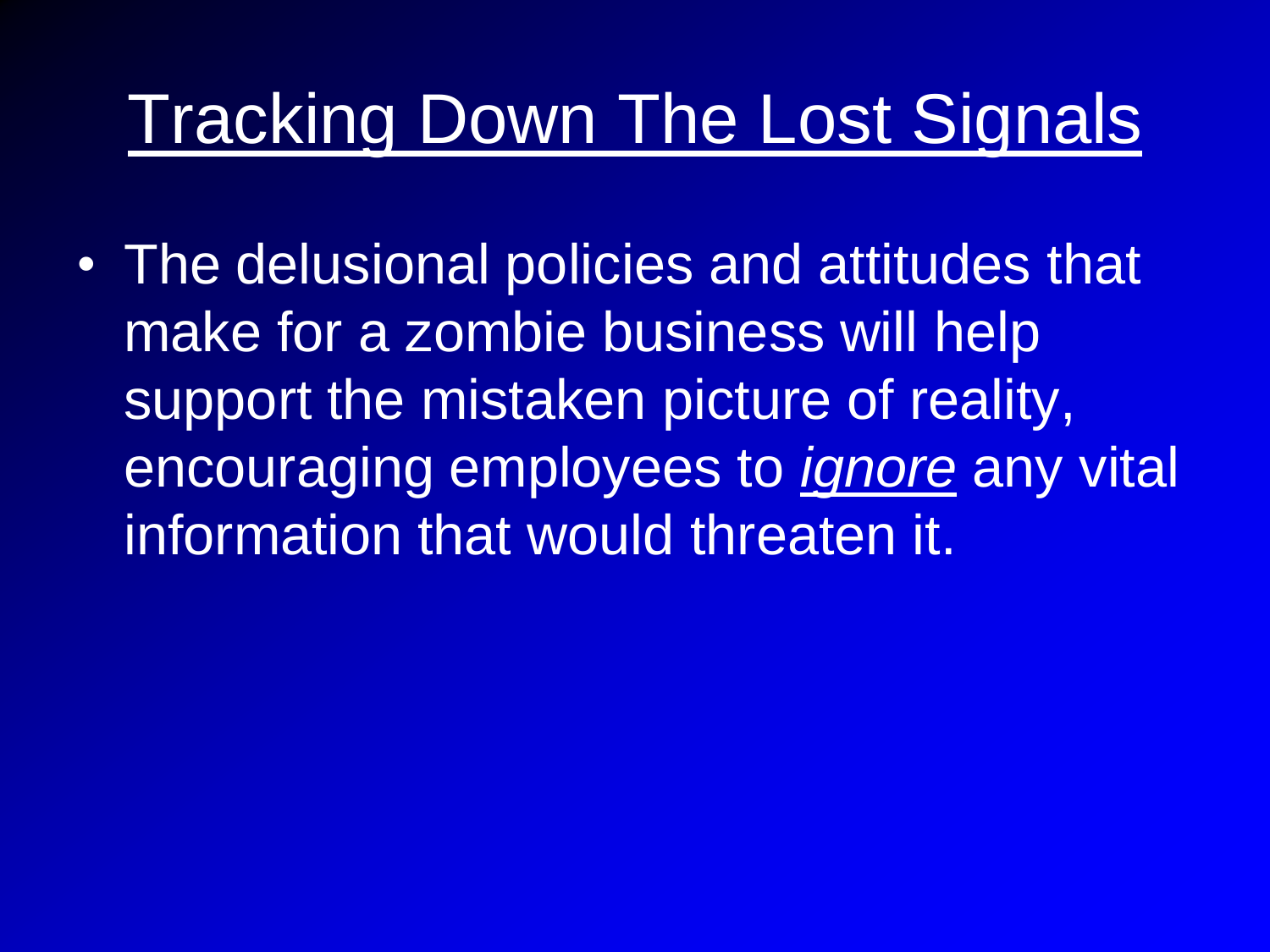# Tracking Down The Lost Signals

- The delusional policies and attitudes that make for a zombie business will help support the mistaken picture of reality, encouraging employees to *ignore* any vital information that would threaten it.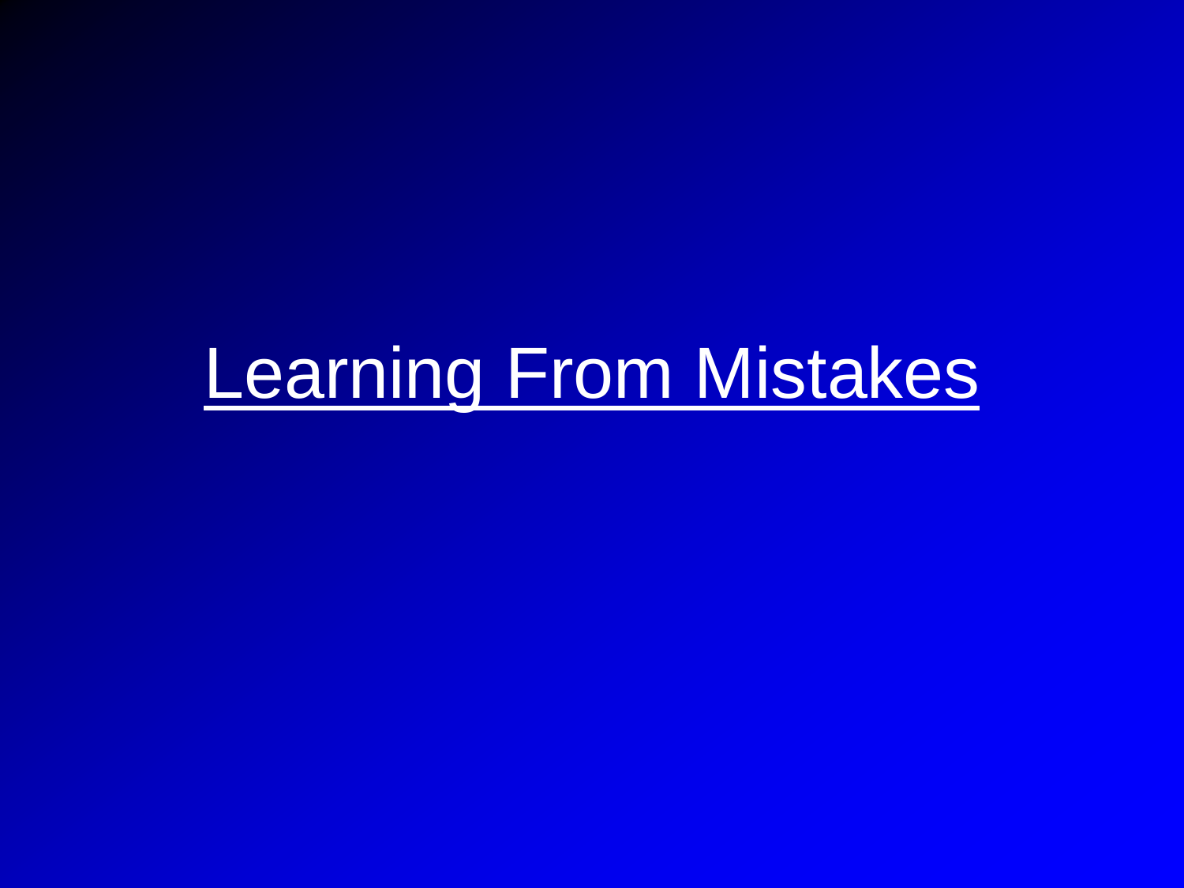# Learning From Mistakes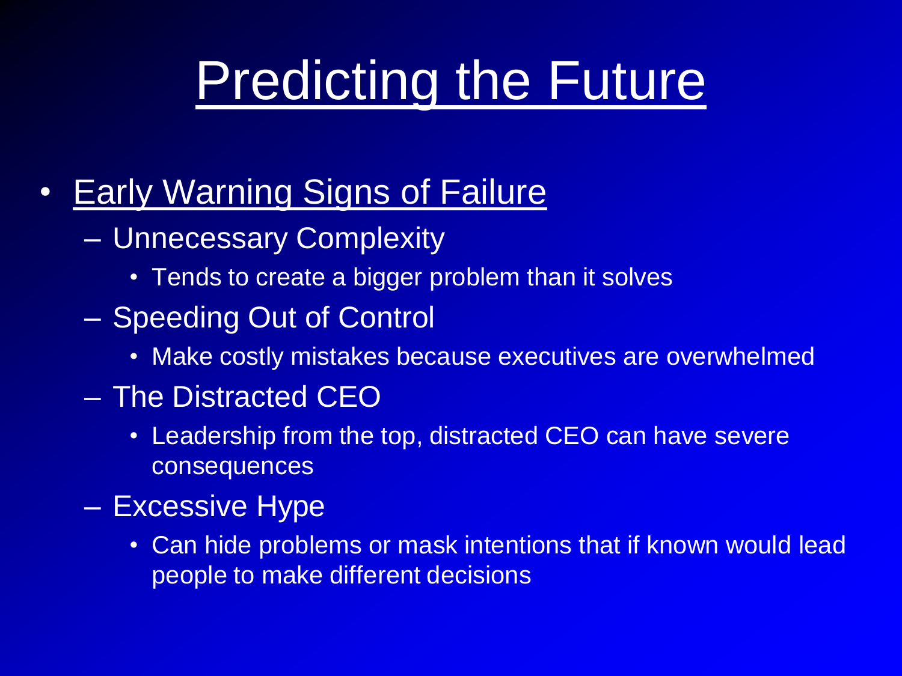# Predicting the Future

- Early Warning Signs of Failure
  - Unnecessary Complexity
    - Tends to create a bigger problem than it solves
  - Speeding Out of Control
    - Make costly mistakes because executives are overwhelmed
  - The Distracted CEO
    - Leadership from the top, distracted CEO can have severe consequences
  - Excessive Hype
    - Can hide problems or mask intentions that if known would lead people to make different decisions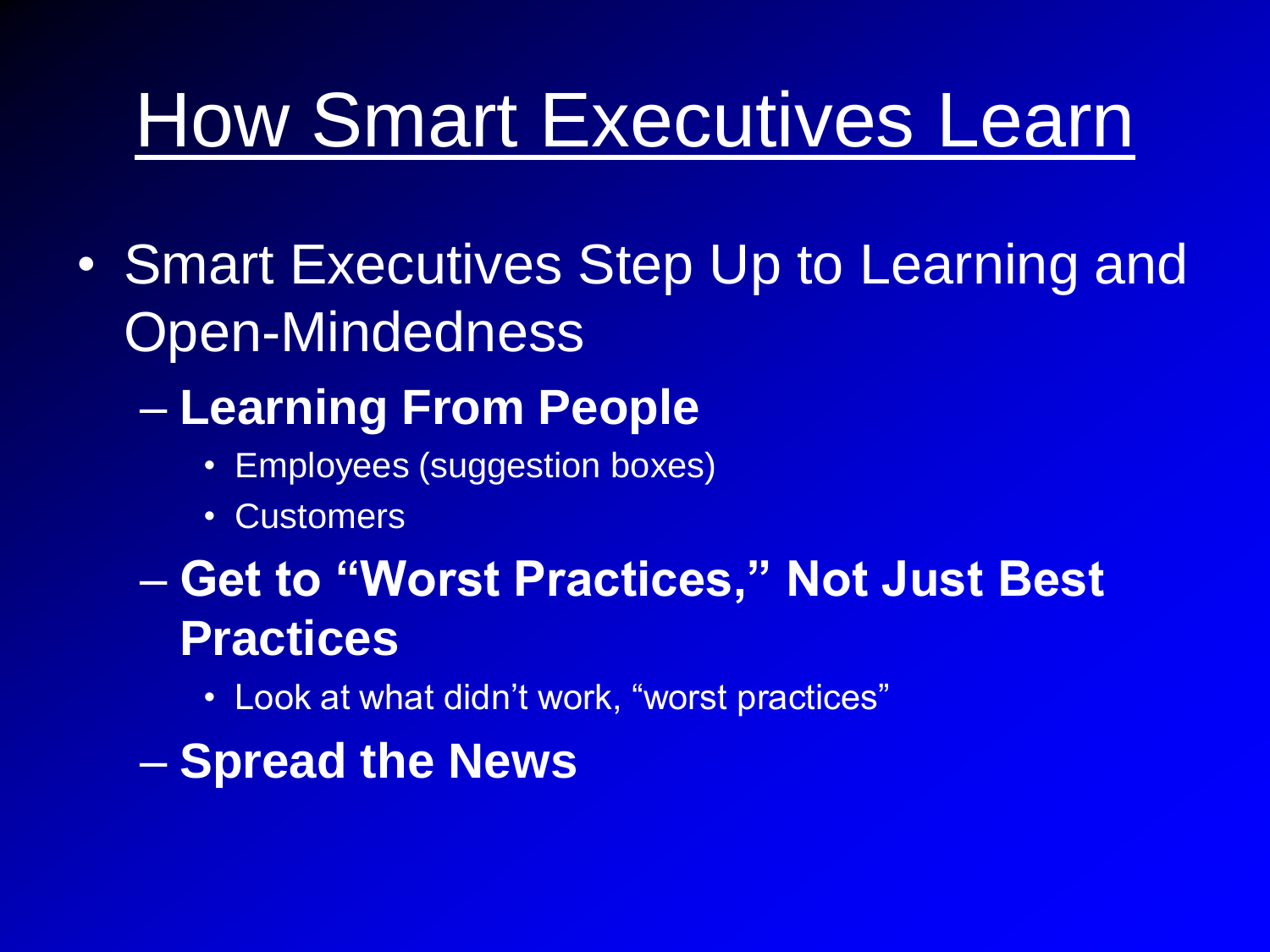# How Smart Executives Learn

- Smart Executives Step Up to Learning and Open-Mindedness
  - **Learning From People**
    - Employees (suggestion boxes)
    - Customers
  - **Get to “Worst Practices,” Not Just Best Practices**
    - Look at what didn’t work, “worst practices”
  - **Spread the News**